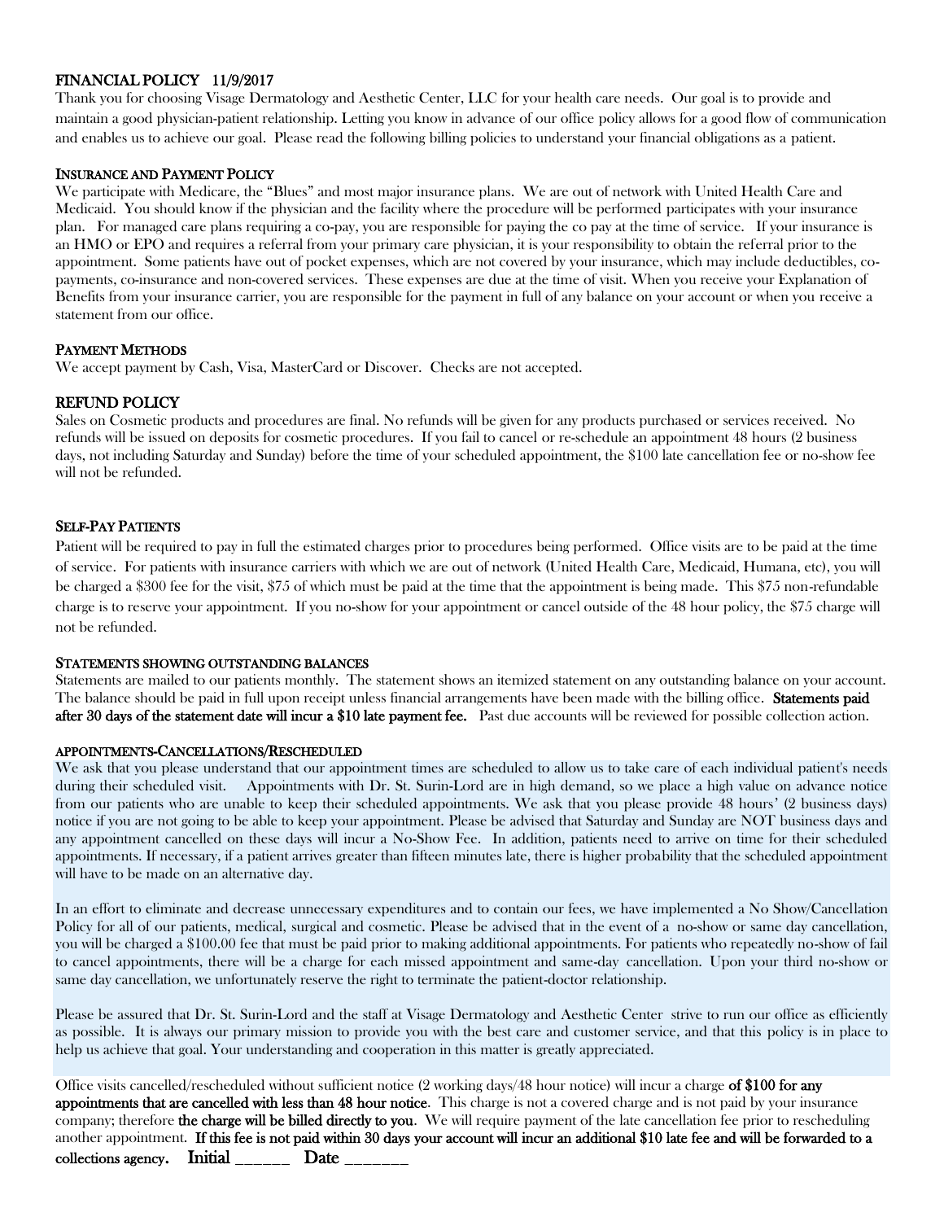## FINANCIAL POLICY 11/9/2017

Thank you for choosing Visage Dermatology and Aesthetic Center, LLC for your health care needs. Our goal is to provide and maintain a good physician-patient relationship. Letting you know in advance of our office policy allows for a good flow of communication and enables us to achieve our goal. Please read the following billing policies to understand your financial obligations as a patient.

### INSURANCE AND PAYMENT POLICY

We participate with Medicare, the "Blues" and most major insurance plans. We are out of network with United Health Care and Medicaid. You should know if the physician and the facility where the procedure will be performed participates with your insurance plan. For managed care plans requiring a co-pay, you are responsible for paying the co pay at the time of service. If your insurance is an HMO or EPO and requires a referral from your primary care physician, it is your responsibility to obtain the referral prior to the appointment. Some patients have out of pocket expenses, which are not covered by your insurance, which may include deductibles, co-payments, co-insurance and non-covered services. These expenses are due at the time of visit. When you receive your Explanation of Benefits from your insurance carrier, you are responsible for the payment in full of any balance on your account or when you receive a statement from our office.

### PAYMENT METHODS

We accept payment by Cash, Visa, MasterCard or Discover. Checks are not accepted.

## REFUND POLICY

Sales on Cosmetic products and procedures are final. No refunds will be given for any products purchased or services received. No refunds will be issued on deposits for cosmetic procedures. If you fail to cancel or re-schedule an appointment 48 hours (2 business days, not including Saturday and Sunday) before the time of your scheduled appointment, the $100 late cancellation fee or no-show fee will not be refunded.

### SELF-PAY PATIENTS

Patient will be required to pay in full the estimated charges prior to procedures being performed. Office visits are to be paid at the time of service. For patients with insurance carriers with which we are out of network (United Health Care, Medicaid, Humana, etc), you will be charged a $300 fee for the visit, $75 of which must be paid at the time that the appointment is being made. This $75 non-refundable charge is to reserve your appointment. If you no-show for your appointment or cancel outside of the 48 hour policy, the $75 charge will not be refunded.

### STATEMENTS SHOWING OUTSTANDING BALANCES

Statements are mailed to our patients monthly. The statement shows an itemized statement on any outstanding balance on your account. The balance should be paid in full upon receipt unless financial arrangements have been made with the billing office. **Statements paid after 30 days of the statement date will incur a $10 late payment fee.** Past due accounts will be reviewed for possible collection action.

### APPOINTMENTS-CANCELLATIONS/RESCHEDULED

We ask that you please understand that our appointment times are scheduled to allow us to take care of each individual patient's needs during their scheduled visit. Appointments with Dr. St. Surin-Lord are in high demand, so we place a high value on advance notice from our patients who are unable to keep their scheduled appointments. We ask that you please provide 48 hours' (2 business days) notice if you are not going to be able to keep your appointment. Please be advised that Saturday and Sunday are NOT business days and any appointment cancelled on these days will incur a No-Show Fee. In addition, patients need to arrive on time for their scheduled appointments. If necessary, if a patient arrives greater than fifteen minutes late, there is higher probability that the scheduled appointment will have to be made on an alternative day.

In an effort to eliminate and decrease unnecessary expenditures and to contain our fees, we have implemented a No Show/Cancellation Policy for all of our patients, medical, surgical and cosmetic. Please be advised that in the event of a no-show or same day cancellation, you will be charged a $100.00 fee that must be paid prior to making additional appointments. For patients who repeatedly no-show of fail to cancel appointments, there will be a charge for each missed appointment and same-day cancellation. Upon your third no-show or same day cancellation, we unfortunately reserve the right to terminate the patient-doctor relationship.

Please be assured that Dr. St. Surin-Lord and the staff at Visage Dermatology and Aesthetic Center strive to run our office as efficiently as possible. It is always our primary mission to provide you with the best care and customer service, and that this policy is in place to help us achieve that goal. Your understanding and cooperation in this matter is greatly appreciated.

Office visits cancelled/rescheduled without sufficient notice (2 working days/48 hour notice) will incur a charge **of $100 for any appointments that are cancelled with less than 48 hour notice**. This charge is not a covered charge and is not paid by your insurance company; therefore **the charge will be billed directly to you**. We will require payment of the late cancellation fee prior to rescheduling another appointment. **If this fee is not paid within 30 days your account will incur an additional $10 late fee and will be forwarded to a collections agency.** Initial ______ Date _______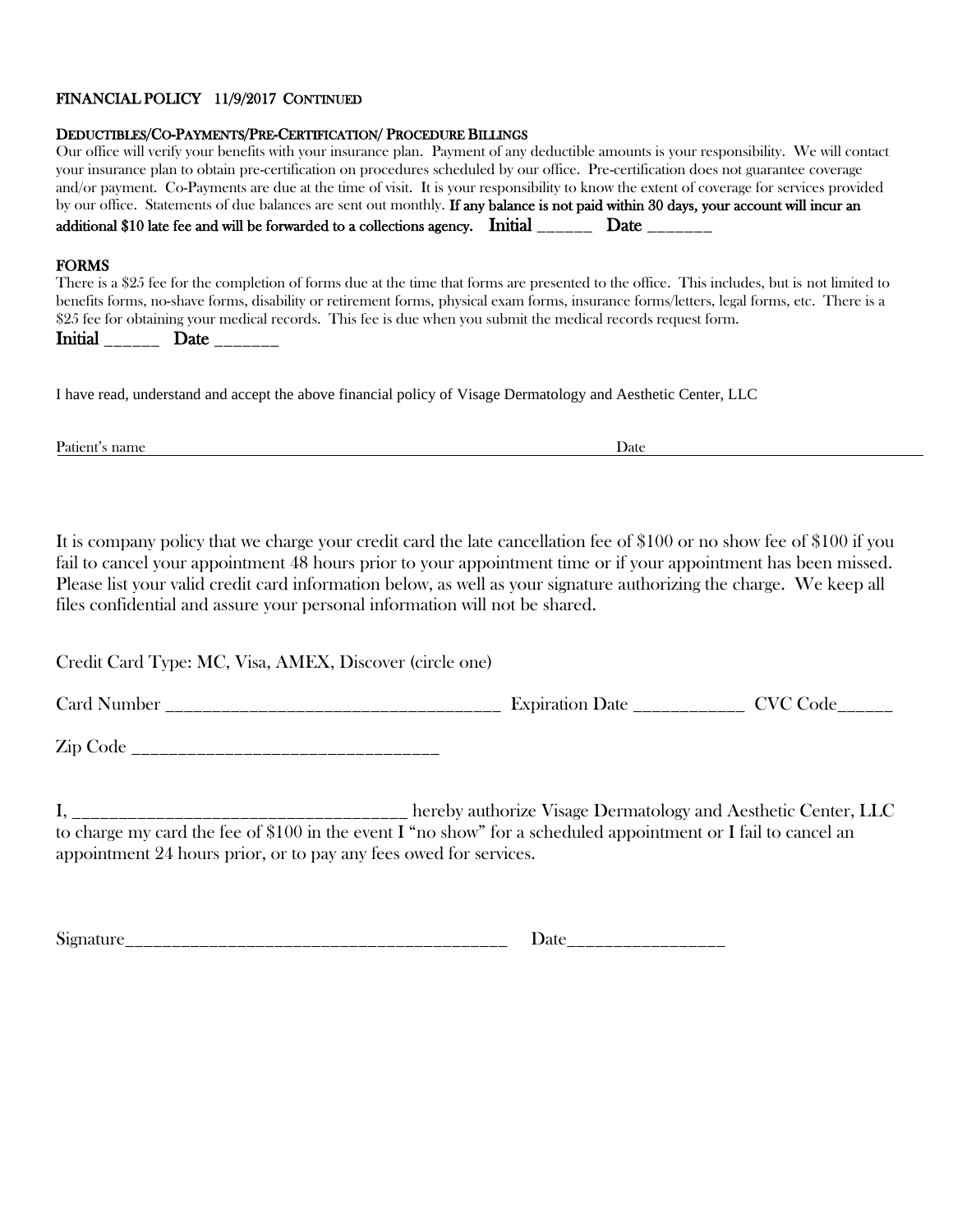**FINANCIAL POLICY 11/9/2017 CONTINUED**

**DEDUCTIBLES/CO-PAYMENTS/PRE-CERTIFICATION/ PROCEDURE BILLINGS**

Our office will verify your benefits with your insurance plan. Payment of any deductible amounts is your responsibility. We will contact your insurance plan to obtain pre-certification on procedures scheduled by our office. Pre-certification does not guarantee coverage and/or payment. Co-Payments are due at the time of visit. It is your responsibility to know the extent of coverage for services provided by our office. Statements of due balances are sent out monthly. **If any balance is not paid within 30 days, your account will incur an additional $10 late fee and will be forwarded to a collections agency.** Initial ______ Date _______

**FORMS**

There is a $25 fee for the completion of forms due at the time that forms are presented to the office. This includes, but is not limited to benefits forms, no-shave forms, disability or retirement forms, physical exam forms, insurance forms/letters, legal forms, etc. There is a $25 fee for obtaining your medical records. This fee is due when you submit the medical records request form.

Initial ______ Date _______

I have read, understand and accept the above financial policy of Visage Dermatology and Aesthetic Center, LLC

Patient's name ______________________________ Date ______________________________

It is company policy that we charge your credit card the late cancellation fee of $100 or no show fee of $100 if you fail to cancel your appointment 48 hours prior to your appointment time or if your appointment has been missed. Please list your valid credit card information below, as well as your signature authorizing the charge. We keep all files confidential and assure your personal information will not be shared.

Credit Card Type: MC, Visa, AMEX, Discover (circle one)

Card Number ___________________________________ Expiration Date ____________ CVC Code______

Zip Code _________________________________

I, __________________________________ hereby authorize Visage Dermatology and Aesthetic Center, LLC to charge my card the fee of $100 in the event I "no show" for a scheduled appointment or I fail to cancel an appointment 24 hours prior, or to pay any fees owed for services.

Signature__________________________________________ Date_________________